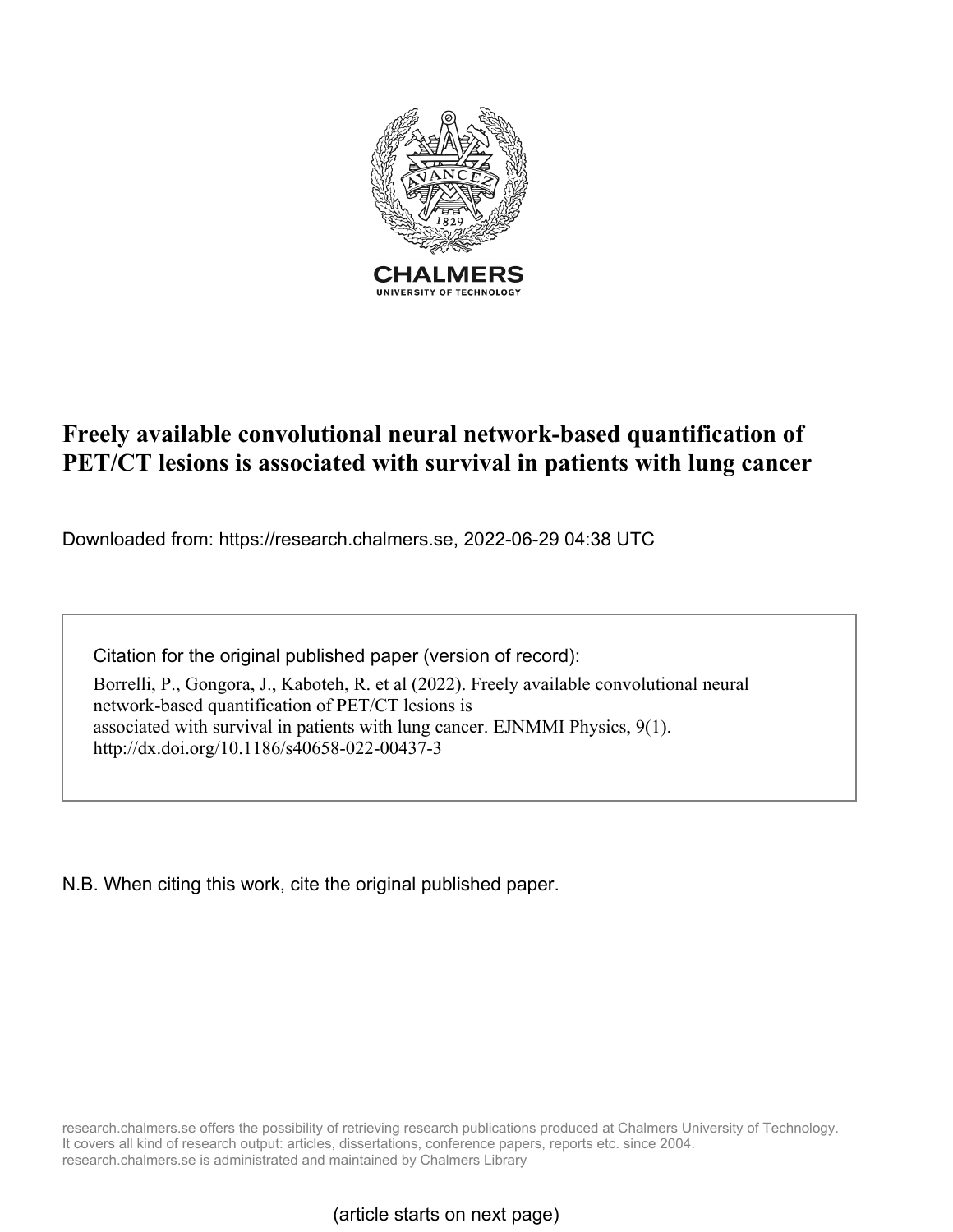CHALMERS
UNIVERSITY OF TECHNOLOGY

# Freely available convolutional neural network-based quantification of PET/CT lesions is associated with survival in patients with lung cancer

Downloaded from: https://research.chalmers.se, 2022-06-29 04:38 UTC

Citation for the original published paper (version of record):

Borrelli, P., Gongora, J., Kaboteh, R. et al (2022). Freely available convolutional neural network-based quantification of PET/CT lesions is associated with survival in patients with lung cancer. EJNMMI Physics, 9(1). http://dx.doi.org/10.1186/s40658-022-00437-3

N.B. When citing this work, cite the original published paper.

research.chalmers.se offers the possibility of retrieving research publications produced at Chalmers University of Technology. It covers all kind of research output: articles, dissertations, conference papers, reports etc. since 2004. research.chalmers.se is administrated and maintained by Chalmers Library

(article starts on next page)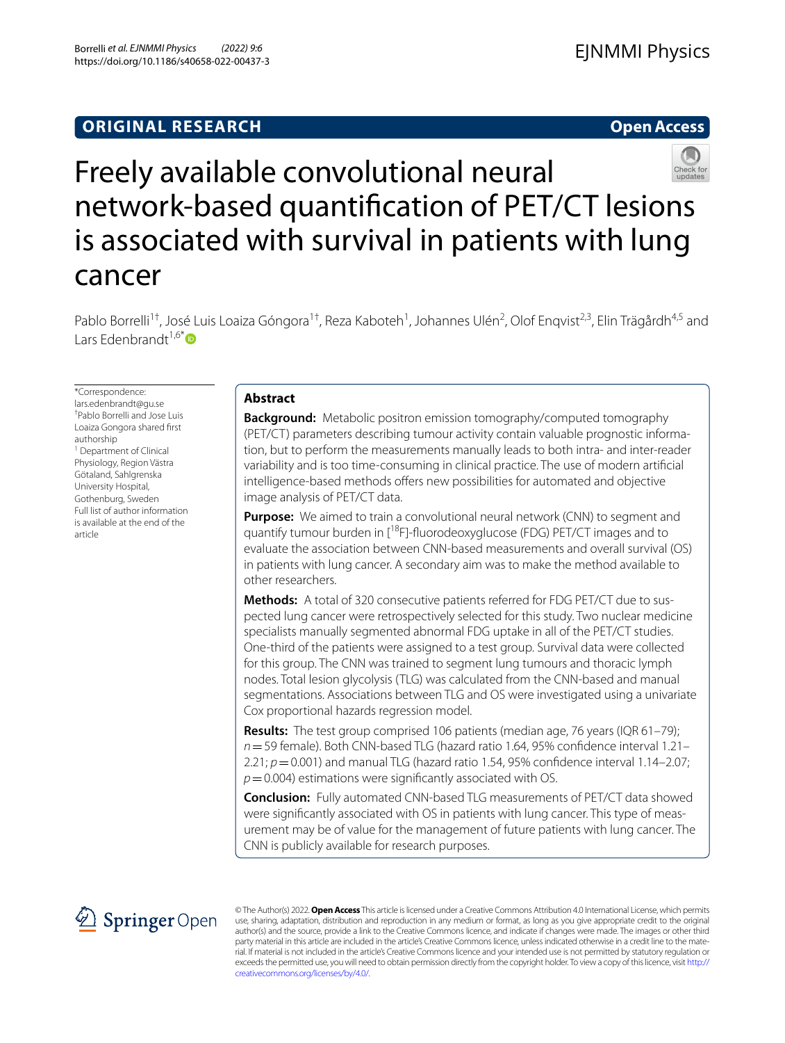# Freely available convolutional neural network-based quantification of PET/CT lesions is associated with survival in patients with lung cancer

Pablo Borrelli[1†], José Luis Loaiza Góngora[1†], Reza Kaboteh[1], Johannes Ulén[2], Olof Enqvist[2,3], Elin Trägårdh[4,5] and Lars Edenbrandt[1,6*]

*Correspondence: lars.edenbrandt@gu.se

†Pablo Borrelli and Jose Luis Loaiza Gongora shared first authorship

[1] Department of Clinical Physiology, Region Västra Götaland, Sahlgrenska University Hospital, Gothenburg, Sweden

Full list of author information is available at the end of the article

## Abstract

**Background:** Metabolic positron emission tomography/computed tomography (PET/CT) parameters describing tumour activity contain valuable prognostic information, but to perform the measurements manually leads to both intra- and inter-reader variability and is too time-consuming in clinical practice. The use of modern artificial intelligence-based methods offers new possibilities for automated and objective image analysis of PET/CT data.

**Purpose:** We aimed to train a convolutional neural network (CNN) to segment and quantify tumour burden in [$^{18}$F]-fluorodeoxyglucose (FDG) PET/CT images and to evaluate the association between CNN-based measurements and overall survival (OS) in patients with lung cancer. A secondary aim was to make the method available to other researchers.

**Methods:** A total of 320 consecutive patients referred for FDG PET/CT due to suspected lung cancer were retrospectively selected for this study. Two nuclear medicine specialists manually segmented abnormal FDG uptake in all of the PET/CT studies. One-third of the patients were assigned to a test group. Survival data were collected for this group. The CNN was trained to segment lung tumours and thoracic lymph nodes. Total lesion glycolysis (TLG) was calculated from the CNN-based and manual segmentations. Associations between TLG and OS were investigated using a univariate Cox proportional hazards regression model.

**Results:** The test group comprised 106 patients (median age, 76 years (IQR 61–79); $n = 59$ female). Both CNN-based TLG (hazard ratio 1.64, 95% confidence interval 1.21–2.21; $p = 0.001$) and manual TLG (hazard ratio 1.54, 95% confidence interval 1.14–2.07; $p = 0.004$) estimations were significantly associated with OS.

**Conclusion:** Fully automated CNN-based TLG measurements of PET/CT data showed were significantly associated with OS in patients with lung cancer. This type of measurement may be of value for the management of future patients with lung cancer. The CNN is publicly available for research purposes.

© The Author(s) 2022. **Open Access** This article is licensed under a Creative Commons Attribution 4.0 International License, which permits use, sharing, adaptation, distribution and reproduction in any medium or format, as long as you give appropriate credit to the original author(s) and the source, provide a link to the Creative Commons licence, and indicate if changes were made. The images or other third party material in this article are included in the article's Creative Commons licence, unless indicated otherwise in a credit line to the material. If material is not included in the article's Creative Commons licence and your intended use is not permitted by statutory regulation or exceeds the permitted use, you will need to obtain permission directly from the copyright holder. To view a copy of this licence, visit http://creativecommons.org/licenses/by/4.0/.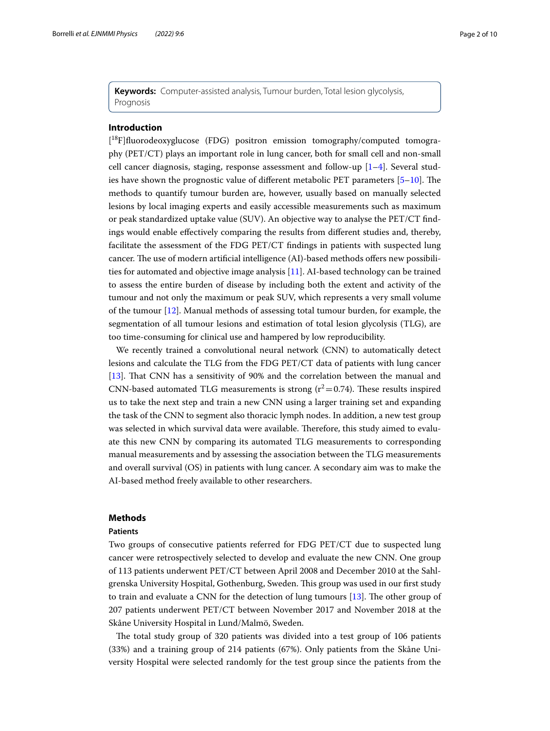**Keywords:** Computer-assisted analysis, Tumour burden, Total lesion glycolysis, Prognosis

## Introduction

[[18]F]fluorodeoxyglucose (FDG) positron emission tomography/computed tomography (PET/CT) plays an important role in lung cancer, both for small cell and non-small cell cancer diagnosis, staging, response assessment and follow-up [1–4]. Several studies have shown the prognostic value of different metabolic PET parameters [5–10]. The methods to quantify tumour burden are, however, usually based on manually selected lesions by local imaging experts and easily accessible measurements such as maximum or peak standardized uptake value (SUV). An objective way to analyse the PET/CT findings would enable effectively comparing the results from different studies and, thereby, facilitate the assessment of the FDG PET/CT findings in patients with suspected lung cancer. The use of modern artificial intelligence (AI)-based methods offers new possibilities for automated and objective image analysis [11]. AI-based technology can be trained to assess the entire burden of disease by including both the extent and activity of the tumour and not only the maximum or peak SUV, which represents a very small volume of the tumour [12]. Manual methods of assessing total tumour burden, for example, the segmentation of all tumour lesions and estimation of total lesion glycolysis (TLG), are too time-consuming for clinical use and hampered by low reproducibility.

We recently trained a convolutional neural network (CNN) to automatically detect lesions and calculate the TLG from the FDG PET/CT data of patients with lung cancer [13]. That CNN has a sensitivity of 90% and the correlation between the manual and CNN-based automated TLG measurements is strong ($r^2 = 0.74$). These results inspired us to take the next step and train a new CNN using a larger training set and expanding the task of the CNN to segment also thoracic lymph nodes. In addition, a new test group was selected in which survival data were available. Therefore, this study aimed to evaluate this new CNN by comparing its automated TLG measurements to corresponding manual measurements and by assessing the association between the TLG measurements and overall survival (OS) in patients with lung cancer. A secondary aim was to make the AI-based method freely available to other researchers.

## Methods

### Patients

Two groups of consecutive patients referred for FDG PET/CT due to suspected lung cancer were retrospectively selected to develop and evaluate the new CNN. One group of 113 patients underwent PET/CT between April 2008 and December 2010 at the Sahlgrenska University Hospital, Gothenburg, Sweden. This group was used in our first study to train and evaluate a CNN for the detection of lung tumours [13]. The other group of 207 patients underwent PET/CT between November 2017 and November 2018 at the Skåne University Hospital in Lund/Malmö, Sweden.

The total study group of 320 patients was divided into a test group of 106 patients (33%) and a training group of 214 patients (67%). Only patients from the Skåne University Hospital were selected randomly for the test group since the patients from the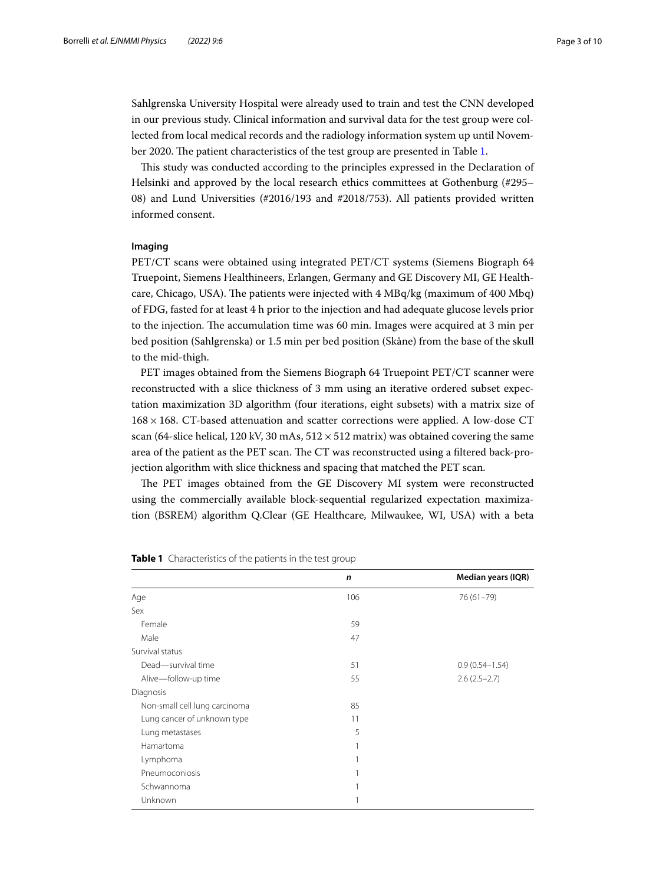Sahlgrenska University Hospital were already used to train and test the CNN developed in our previous study. Clinical information and survival data for the test group were collected from local medical records and the radiology information system up until November 2020. The patient characteristics of the test group are presented in Table 1.

This study was conducted according to the principles expressed in the Declaration of Helsinki and approved by the local research ethics committees at Gothenburg (#295–08) and Lund Universities (#2016/193 and #2018/753). All patients provided written informed consent.

### Imaging

PET/CT scans were obtained using integrated PET/CT systems (Siemens Biograph 64 Truepoint, Siemens Healthineers, Erlangen, Germany and GE Discovery MI, GE Healthcare, Chicago, USA). The patients were injected with 4 MBq/kg (maximum of 400 Mbq) of FDG, fasted for at least 4 h prior to the injection and had adequate glucose levels prior to the injection. The accumulation time was 60 min. Images were acquired at 3 min per bed position (Sahlgrenska) or 1.5 min per bed position (Skåne) from the base of the skull to the mid-thigh.

PET images obtained from the Siemens Biograph 64 Truepoint PET/CT scanner were reconstructed with a slice thickness of 3 mm using an iterative ordered subset expectation maximization 3D algorithm (four iterations, eight subsets) with a matrix size of $168 \times 168$. CT-based attenuation and scatter corrections were applied. A low-dose CT scan (64-slice helical, 120 kV, 30 mAs, $512 \times 512$ matrix) was obtained covering the same area of the patient as the PET scan. The CT was reconstructed using a filtered back-projection algorithm with slice thickness and spacing that matched the PET scan.

The PET images obtained from the GE Discovery MI system were reconstructed using the commercially available block-sequential regularized expectation maximization (BSREM) algorithm Q.Clear (GE Healthcare, Milwaukee, WI, USA) with a beta

**Table 1** Characteristics of the patients in the test group

| | *n* | Median years (IQR) |
|---|---|---|
| Age | 106 | 76 (61–79) |
| Sex | | |
| Female | 59 | |
| Male | 47 | |
| Survival status | | |
| Dead—survival time | 51 | 0.9 (0.54–1.54) |
| Alive—follow-up time | 55 | 2.6 (2.5–2.7) |
| Diagnosis | | |
| Non-small cell lung carcinoma | 85 | |
| Lung cancer of unknown type | 11 | |
| Lung metastases | 5 | |
| Hamartoma | 1 | |
| Lymphoma | 1 | |
| Pneumoconiosis | 1 | |
| Schwannoma | 1 | |
| Unknown | 1 | |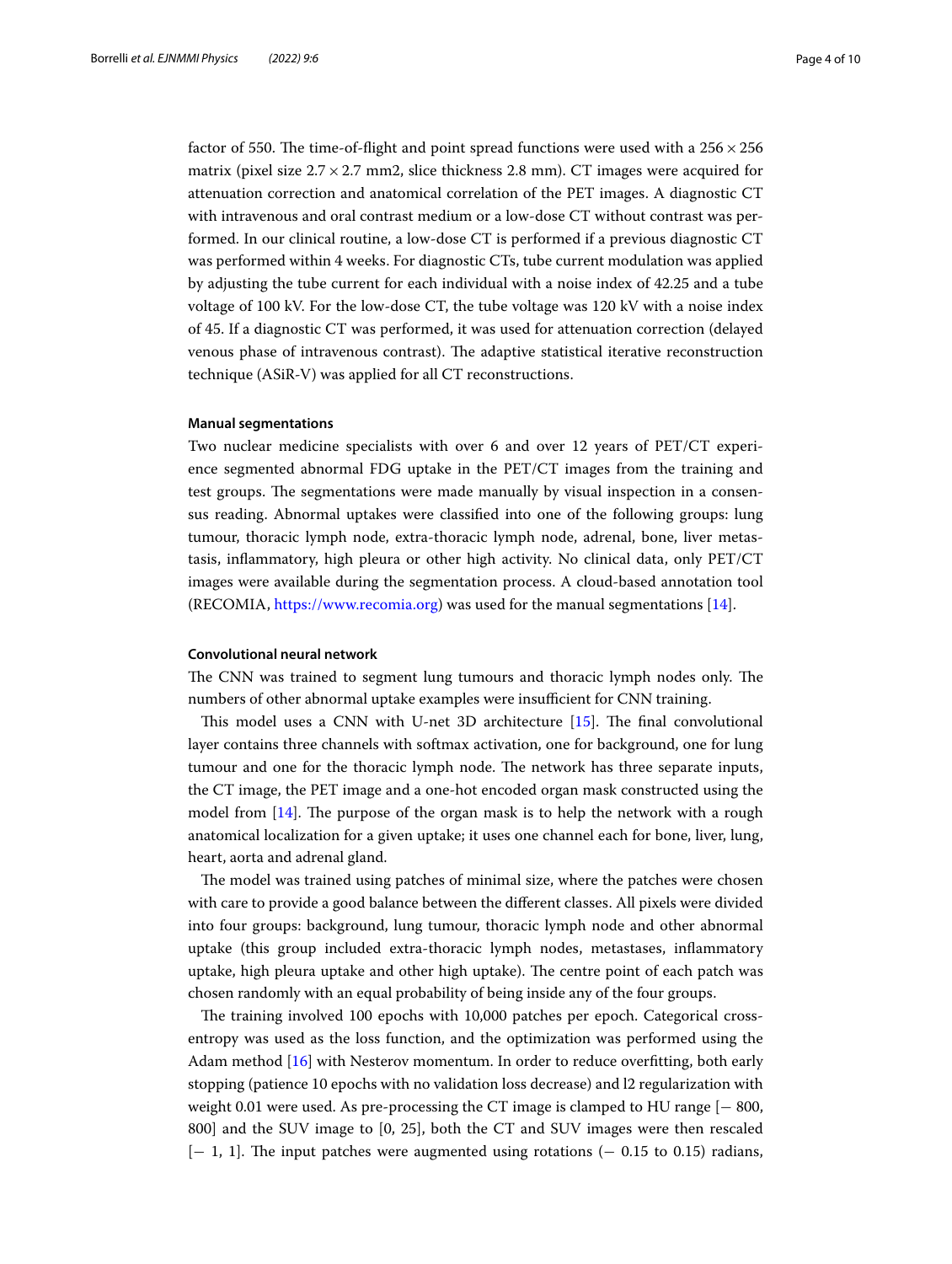factor of 550. The time-of-flight and point spread functions were used with a $256 \times 256$ matrix (pixel size $2.7 \times 2.7$ mm2, slice thickness 2.8 mm). CT images were acquired for attenuation correction and anatomical correlation of the PET images. A diagnostic CT with intravenous and oral contrast medium or a low-dose CT without contrast was performed. In our clinical routine, a low-dose CT is performed if a previous diagnostic CT was performed within 4 weeks. For diagnostic CTs, tube current modulation was applied by adjusting the tube current for each individual with a noise index of 42.25 and a tube voltage of 100 kV. For the low-dose CT, the tube voltage was 120 kV with a noise index of 45. If a diagnostic CT was performed, it was used for attenuation correction (delayed venous phase of intravenous contrast). The adaptive statistical iterative reconstruction technique (ASiR-V) was applied for all CT reconstructions.

#### Manual segmentations

Two nuclear medicine specialists with over 6 and over 12 years of PET/CT experience segmented abnormal FDG uptake in the PET/CT images from the training and test groups. The segmentations were made manually by visual inspection in a consensus reading. Abnormal uptakes were classified into one of the following groups: lung tumour, thoracic lymph node, extra-thoracic lymph node, adrenal, bone, liver metastasis, inflammatory, high pleura or other high activity. No clinical data, only PET/CT images were available during the segmentation process. A cloud-based annotation tool (RECOMIA, https://www.recomia.org) was used for the manual segmentations [14].

#### Convolutional neural network

The CNN was trained to segment lung tumours and thoracic lymph nodes only. The numbers of other abnormal uptake examples were insufficient for CNN training.

This model uses a CNN with U-net 3D architecture [15]. The final convolutional layer contains three channels with softmax activation, one for background, one for lung tumour and one for the thoracic lymph node. The network has three separate inputs, the CT image, the PET image and a one-hot encoded organ mask constructed using the model from [14]. The purpose of the organ mask is to help the network with a rough anatomical localization for a given uptake; it uses one channel each for bone, liver, lung, heart, aorta and adrenal gland.

The model was trained using patches of minimal size, where the patches were chosen with care to provide a good balance between the different classes. All pixels were divided into four groups: background, lung tumour, thoracic lymph node and other abnormal uptake (this group included extra-thoracic lymph nodes, metastases, inflammatory uptake, high pleura uptake and other high uptake). The centre point of each patch was chosen randomly with an equal probability of being inside any of the four groups.

The training involved 100 epochs with 10,000 patches per epoch. Categorical cross-entropy was used as the loss function, and the optimization was performed using the Adam method [16] with Nesterov momentum. In order to reduce overfitting, both early stopping (patience 10 epochs with no validation loss decrease) and l2 regularization with weight 0.01 were used. As pre-processing the CT image is clamped to HU range [− 800, 800] and the SUV image to [0, 25], both the CT and SUV images were then rescaled [− 1, 1]. The input patches were augmented using rotations (− 0.15 to 0.15) radians,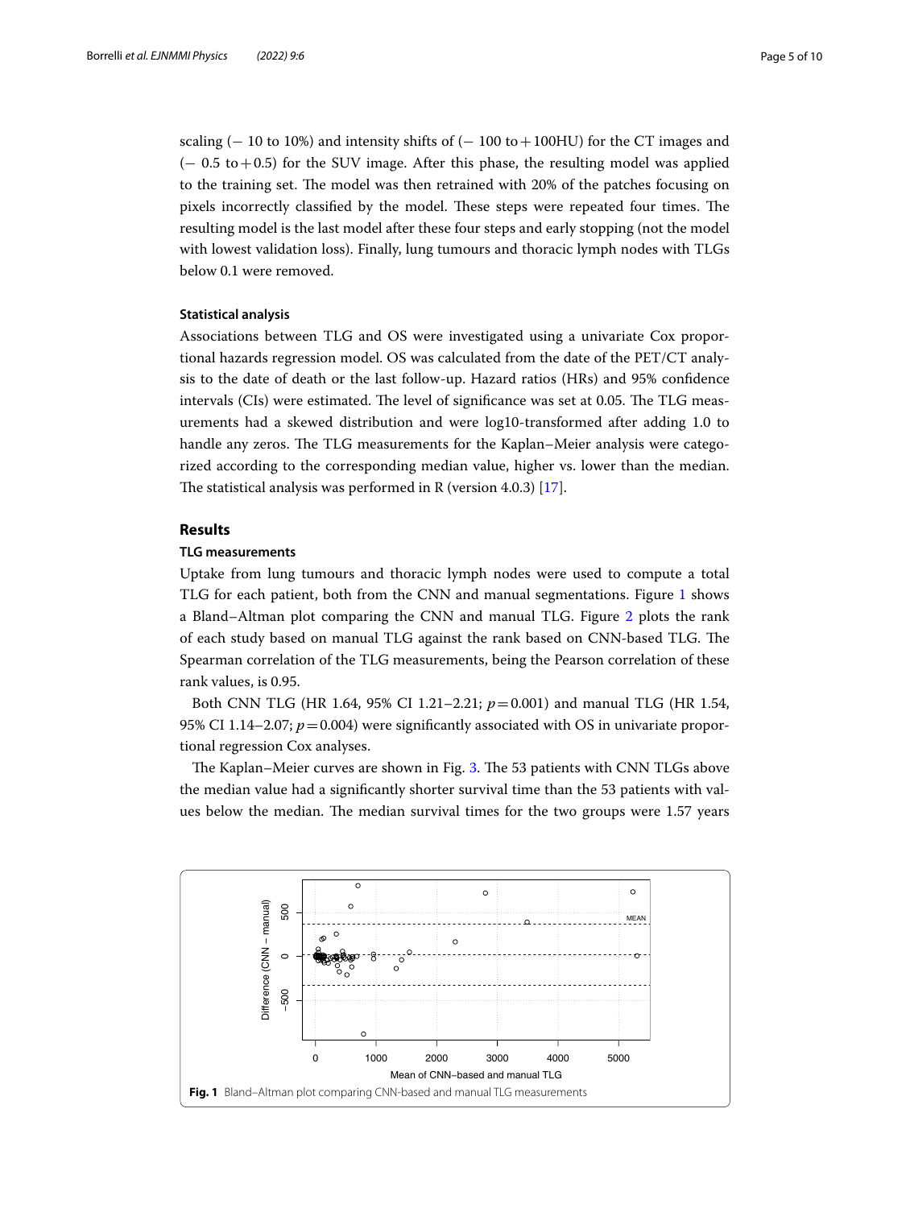scaling (− 10 to 10%) and intensity shifts of (− 100 to + 100HU) for the CT images and (− 0.5 to + 0.5) for the SUV image. After this phase, the resulting model was applied to the training set. The model was then retrained with 20% of the patches focusing on pixels incorrectly classified by the model. These steps were repeated four times. The resulting model is the last model after these four steps and early stopping (not the model with lowest validation loss). Finally, lung tumours and thoracic lymph nodes with TLGs below 0.1 were removed.

### Statistical analysis

Associations between TLG and OS were investigated using a univariate Cox proportional hazards regression model. OS was calculated from the date of the PET/CT analysis to the date of death or the last follow-up. Hazard ratios (HRs) and 95% confidence intervals (CIs) were estimated. The level of significance was set at 0.05. The TLG measurements had a skewed distribution and were log10-transformed after adding 1.0 to handle any zeros. The TLG measurements for the Kaplan–Meier analysis were categorized according to the corresponding median value, higher vs. lower than the median. The statistical analysis was performed in R (version 4.0.3) [17].

## Results

### TLG measurements

Uptake from lung tumours and thoracic lymph nodes were used to compute a total TLG for each patient, both from the CNN and manual segmentations. Figure 1 shows a Bland–Altman plot comparing the CNN and manual TLG. Figure 2 plots the rank of each study based on manual TLG against the rank based on CNN-based TLG. The Spearman correlation of the TLG measurements, being the Pearson correlation of these rank values, is 0.95.

Both CNN TLG (HR 1.64, 95% CI 1.21–2.21; $p = 0.001$) and manual TLG (HR 1.54, 95% CI 1.14–2.07; $p = 0.004$) were significantly associated with OS in univariate proportional regression Cox analyses.

The Kaplan–Meier curves are shown in Fig. 3. The 53 patients with CNN TLGs above the median value had a significantly shorter survival time than the 53 patients with values below the median. The median survival times for the two groups were 1.57 years

**Fig. 1** Bland–Altman plot comparing CNN-based and manual TLG measurements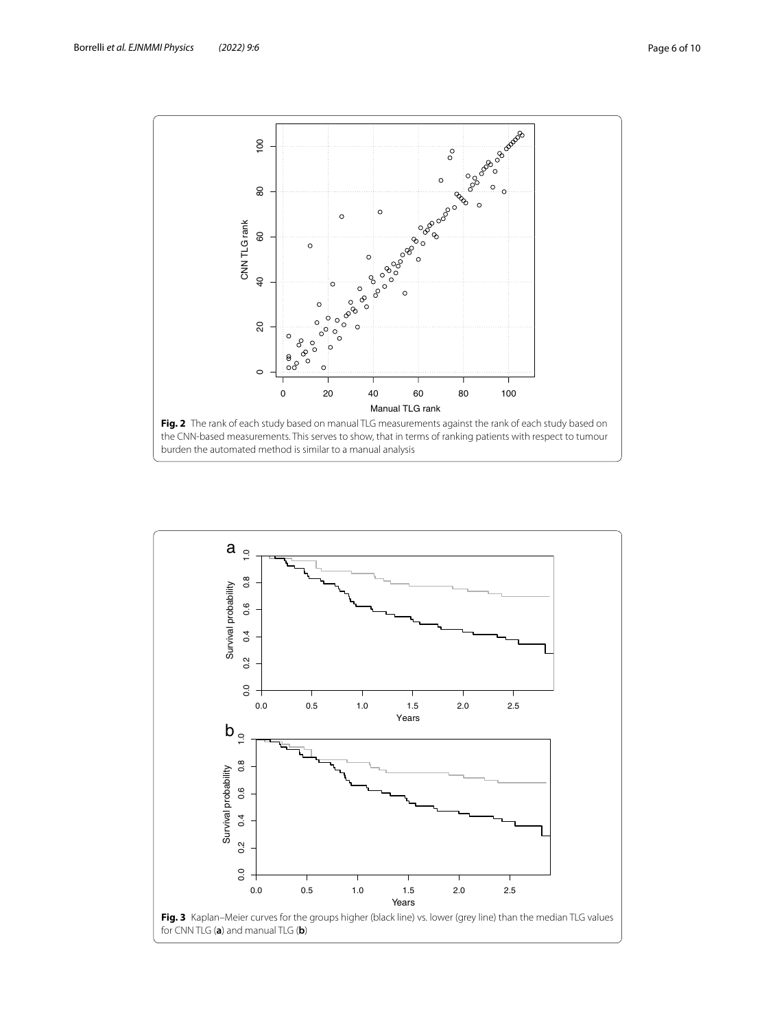**Fig. 2** The rank of each study based on manual TLG measurements against the rank of each study based on the CNN-based measurements. This serves to show, that in terms of ranking patients with respect to tumour burden the automated method is similar to a manual analysis

**Fig. 3** Kaplan–Meier curves for the groups higher (black line) vs. lower (grey line) than the median TLG values for CNN TLG (**a**) and manual TLG (**b**)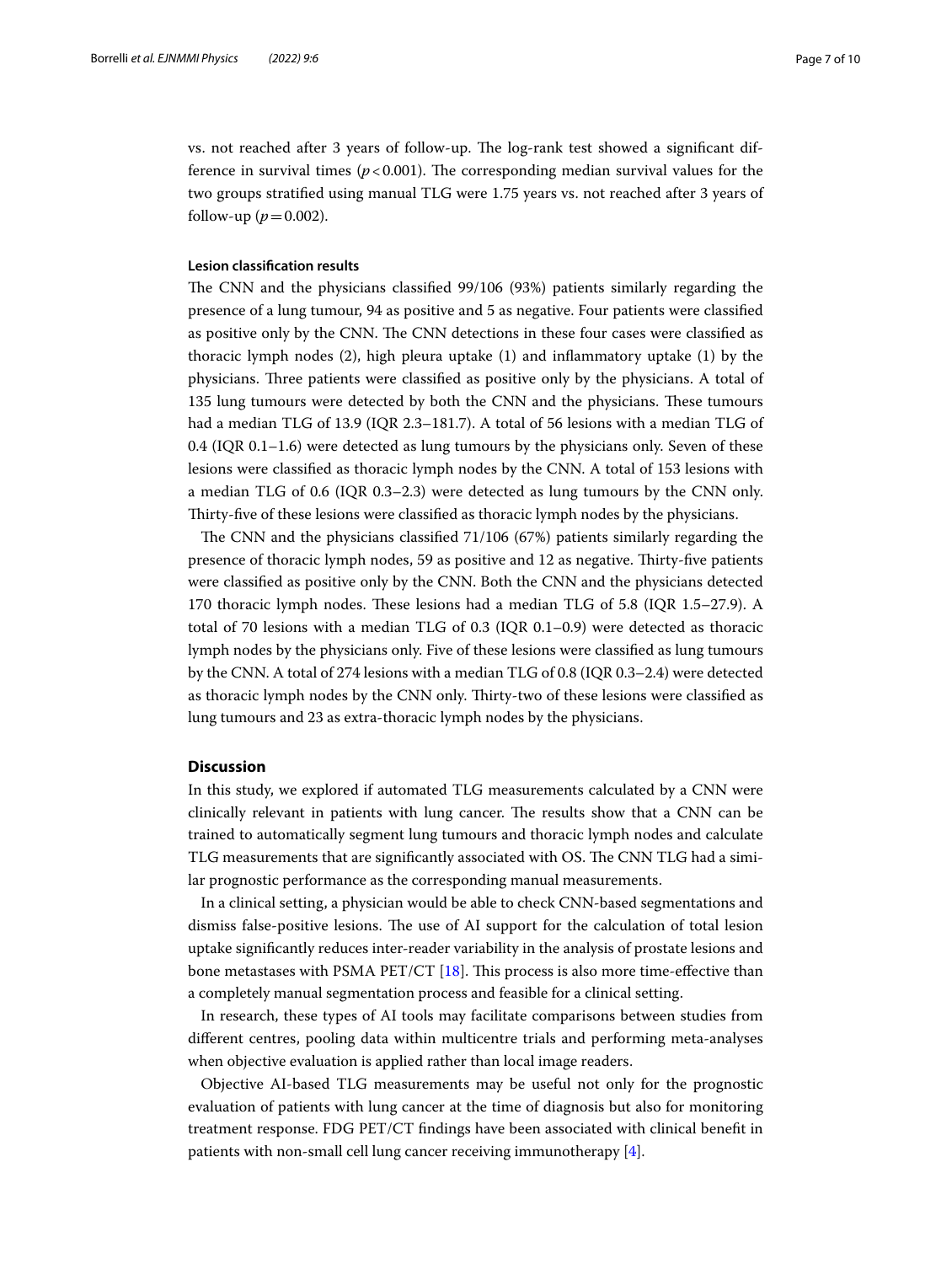vs. not reached after 3 years of follow-up. The log-rank test showed a significant difference in survival times ($p < 0.001$). The corresponding median survival values for the two groups stratified using manual TLG were 1.75 years vs. not reached after 3 years of follow-up ($p = 0.002$).

### Lesion classification results

The CNN and the physicians classified 99/106 (93%) patients similarly regarding the presence of a lung tumour, 94 as positive and 5 as negative. Four patients were classified as positive only by the CNN. The CNN detections in these four cases were classified as thoracic lymph nodes (2), high pleura uptake (1) and inflammatory uptake (1) by the physicians. Three patients were classified as positive only by the physicians. A total of 135 lung tumours were detected by both the CNN and the physicians. These tumours had a median TLG of 13.9 (IQR 2.3–181.7). A total of 56 lesions with a median TLG of 0.4 (IQR 0.1–1.6) were detected as lung tumours by the physicians only. Seven of these lesions were classified as thoracic lymph nodes by the CNN. A total of 153 lesions with a median TLG of 0.6 (IQR 0.3–2.3) were detected as lung tumours by the CNN only. Thirty-five of these lesions were classified as thoracic lymph nodes by the physicians.

The CNN and the physicians classified 71/106 (67%) patients similarly regarding the presence of thoracic lymph nodes, 59 as positive and 12 as negative. Thirty-five patients were classified as positive only by the CNN. Both the CNN and the physicians detected 170 thoracic lymph nodes. These lesions had a median TLG of 5.8 (IQR 1.5–27.9). A total of 70 lesions with a median TLG of 0.3 (IQR 0.1–0.9) were detected as thoracic lymph nodes by the physicians only. Five of these lesions were classified as lung tumours by the CNN. A total of 274 lesions with a median TLG of 0.8 (IQR 0.3–2.4) were detected as thoracic lymph nodes by the CNN only. Thirty-two of these lesions were classified as lung tumours and 23 as extra-thoracic lymph nodes by the physicians.

## Discussion

In this study, we explored if automated TLG measurements calculated by a CNN were clinically relevant in patients with lung cancer. The results show that a CNN can be trained to automatically segment lung tumours and thoracic lymph nodes and calculate TLG measurements that are significantly associated with OS. The CNN TLG had a similar prognostic performance as the corresponding manual measurements.

In a clinical setting, a physician would be able to check CNN-based segmentations and dismiss false-positive lesions. The use of AI support for the calculation of total lesion uptake significantly reduces inter-reader variability in the analysis of prostate lesions and bone metastases with PSMA PET/CT [18]. This process is also more time-effective than a completely manual segmentation process and feasible for a clinical setting.

In research, these types of AI tools may facilitate comparisons between studies from different centres, pooling data within multicentre trials and performing meta-analyses when objective evaluation is applied rather than local image readers.

Objective AI-based TLG measurements may be useful not only for the prognostic evaluation of patients with lung cancer at the time of diagnosis but also for monitoring treatment response. FDG PET/CT findings have been associated with clinical benefit in patients with non-small cell lung cancer receiving immunotherapy [4].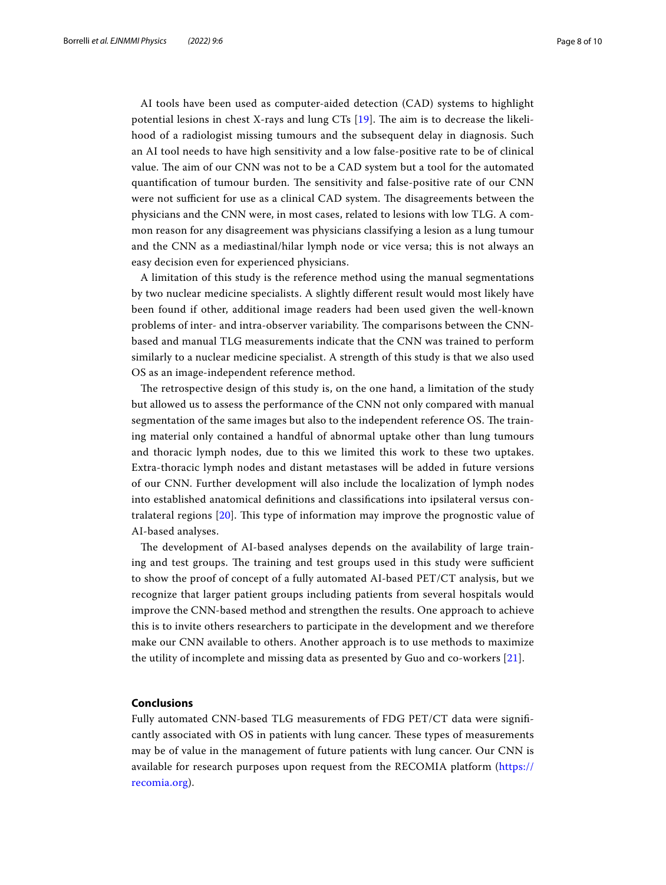AI tools have been used as computer-aided detection (CAD) systems to highlight potential lesions in chest X-rays and lung CTs [19]. The aim is to decrease the likelihood of a radiologist missing tumours and the subsequent delay in diagnosis. Such an AI tool needs to have high sensitivity and a low false-positive rate to be of clinical value. The aim of our CNN was not to be a CAD system but a tool for the automated quantification of tumour burden. The sensitivity and false-positive rate of our CNN were not sufficient for use as a clinical CAD system. The disagreements between the physicians and the CNN were, in most cases, related to lesions with low TLG. A common reason for any disagreement was physicians classifying a lesion as a lung tumour and the CNN as a mediastinal/hilar lymph node or vice versa; this is not always an easy decision even for experienced physicians.

A limitation of this study is the reference method using the manual segmentations by two nuclear medicine specialists. A slightly different result would most likely have been found if other, additional image readers had been used given the well-known problems of inter- and intra-observer variability. The comparisons between the CNN-based and manual TLG measurements indicate that the CNN was trained to perform similarly to a nuclear medicine specialist. A strength of this study is that we also used OS as an image-independent reference method.

The retrospective design of this study is, on the one hand, a limitation of the study but allowed us to assess the performance of the CNN not only compared with manual segmentation of the same images but also to the independent reference OS. The training material only contained a handful of abnormal uptake other than lung tumours and thoracic lymph nodes, due to this we limited this work to these two uptakes. Extra-thoracic lymph nodes and distant metastases will be added in future versions of our CNN. Further development will also include the localization of lymph nodes into established anatomical definitions and classifications into ipsilateral versus contralateral regions [20]. This type of information may improve the prognostic value of AI-based analyses.

The development of AI-based analyses depends on the availability of large training and test groups. The training and test groups used in this study were sufficient to show the proof of concept of a fully automated AI-based PET/CT analysis, but we recognize that larger patient groups including patients from several hospitals would improve the CNN-based method and strengthen the results. One approach to achieve this is to invite others researchers to participate in the development and we therefore make our CNN available to others. Another approach is to use methods to maximize the utility of incomplete and missing data as presented by Guo and co-workers [21].

## Conclusions

Fully automated CNN-based TLG measurements of FDG PET/CT data were significantly associated with OS in patients with lung cancer. These types of measurements may be of value in the management of future patients with lung cancer. Our CNN is available for research purposes upon request from the RECOMIA platform (https://recomia.org).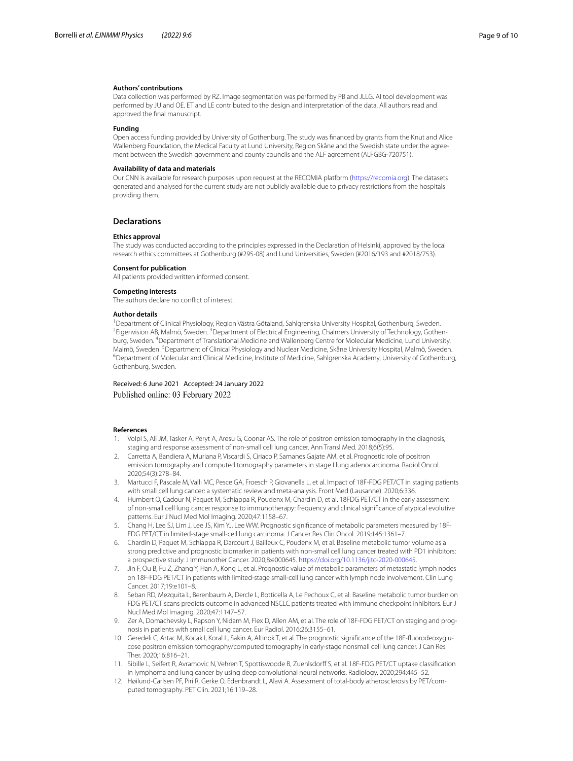#### Authors' contributions

Data collection was performed by RZ. Image segmentation was performed by PB and JLLG. AI tool development was performed by JU and OE. ET and LE contributed to the design and interpretation of the data. All authors read and approved the final manuscript.

#### Funding

Open access funding provided by University of Gothenburg. The study was financed by grants from the Knut and Alice Wallenberg Foundation, the Medical Faculty at Lund University, Region Skåne and the Swedish state under the agreement between the Swedish government and county councils and the ALF agreement (ALFGBG-720751).

#### Availability of data and materials

Our CNN is available for research purposes upon request at the RECOMIA platform (https://recomia.org). The datasets generated and analysed for the current study are not publicly available due to privacy restrictions from the hospitals providing them.

## Declarations

#### Ethics approval

The study was conducted according to the principles expressed in the Declaration of Helsinki, approved by the local research ethics committees at Gothenburg (#295-08) and Lund Universities, Sweden (#2016/193 and #2018/753).

#### Consent for publication

All patients provided written informed consent.

#### Competing interests

The authors declare no conflict of interest.

#### Author details

[1]Department of Clinical Physiology, Region Västra Götaland, Sahlgrenska University Hospital, Gothenburg, Sweden. [2]Eigenvision AB, Malmö, Sweden. [3]Department of Electrical Engineering, Chalmers University of Technology, Gothenburg, Sweden. [4]Department of Translational Medicine and Wallenberg Centre for Molecular Medicine, Lund University, Malmö, Sweden. [5]Department of Clinical Physiology and Nuclear Medicine, Skåne University Hospital, Malmö, Sweden. [6]Department of Molecular and Clinical Medicine, Institute of Medicine, Sahlgrenska Academy, University of Gothenburg, Gothenburg, Sweden.

Received: 6 June 2021 Accepted: 24 January 2022
Published online: 03 February 2022

#### References

1. Volpi S, Ali JM, Tasker A, Peryt A, Aresu G, Coonar AS. The role of positron emission tomography in the diagnosis, staging and response assessment of non-small cell lung cancer. Ann Transl Med. 2018;6(5):95.
2. Carretta A, Bandiera A, Muriana P, Viscardi S, Ciriaco P, Samanes Gajate AM, et al. Prognostic role of positron emission tomography and computed tomography parameters in stage I lung adenocarcinoma. Radiol Oncol. 2020;54(3):278–84.
3. Martucci F, Pascale M, Valli MC, Pesce GA, Froesch P, Giovanella L, et al. Impact of 18F-FDG PET/CT in staging patients with small cell lung cancer: a systematic review and meta-analysis. Front Med (Lausanne). 2020;6:336.
4. Humbert O, Cadour N, Paquet M, Schiappa R, Poudenx M, Chardin D, et al. 18FDG PET/CT in the early assessment of non-small cell lung cancer response to immunotherapy: frequency and clinical significance of atypical evolutive patterns. Eur J Nucl Med Mol Imaging. 2020;47:1158–67.
5. Chang H, Lee SJ, Lim J, Lee JS, Kim YJ, Lee WW. Prognostic significance of metabolic parameters measured by 18F-FDG PET/CT in limited-stage small-cell lung carcinoma. J Cancer Res Clin Oncol. 2019;145:1361–7.
6. Chardin D, Paquet M, Schiappa R, Darcourt J, Bailleux C, Poudenx M, et al. Baseline metabolic tumor volume as a strong predictive and prognostic biomarker in patients with non-small cell lung cancer treated with PD1 inhibitors: a prospective study. J Immunother Cancer. 2020;8:e000645. https://doi.org/10.1136/jitc-2020-000645.
7. Jin F, Qu B, Fu Z, Zhang Y, Han A, Kong L, et al. Prognostic value of metabolic parameters of metastatic lymph nodes on 18F-FDG PET/CT in patients with limited-stage small-cell lung cancer with lymph node involvement. Clin Lung Cancer. 2017;19:e101–8.
8. Seban RD, Mezquita L, Berenbaum A, Dercle L, Botticella A, Le Pechoux C, et al. Baseline metabolic tumor burden on FDG PET/CT scans predicts outcome in advanced NSCLC patients treated with immune checkpoint inhibitors. Eur J Nucl Med Mol Imaging. 2020;47:1147–57.
9. Zer A, Domachevsky L, Rapson Y, Nidam M, Flex D, Allen AM, et al. The role of 18F-FDG PET/CT on staging and prognosis in patients with small cell lung cancer. Eur Radiol. 2016;26:3155–61.
10. Geredeli C, Artac M, Kocak I, Koral L, Sakin A, Altinok T, et al. The prognostic significance of the 18F-fluorodeoxyglucose positron emission tomography/computed tomography in early-stage nonsmall cell lung cancer. J Can Res Ther. 2020;16:816–21.
11. Sibille L, Seifert R, Avramovic N, Vehren T, Spottiswoode B, Zuehlsdorff S, et al. 18F-FDG PET/CT uptake classification in lymphoma and lung cancer by using deep convolutional neural networks. Radiology. 2020;294:445–52.
12. Høilund-Carlsen PF, Piri R, Gerke O, Edenbrandt L, Alavi A. Assessment of total-body atherosclerosis by PET/computed tomography. PET Clin. 2021;16:119–28.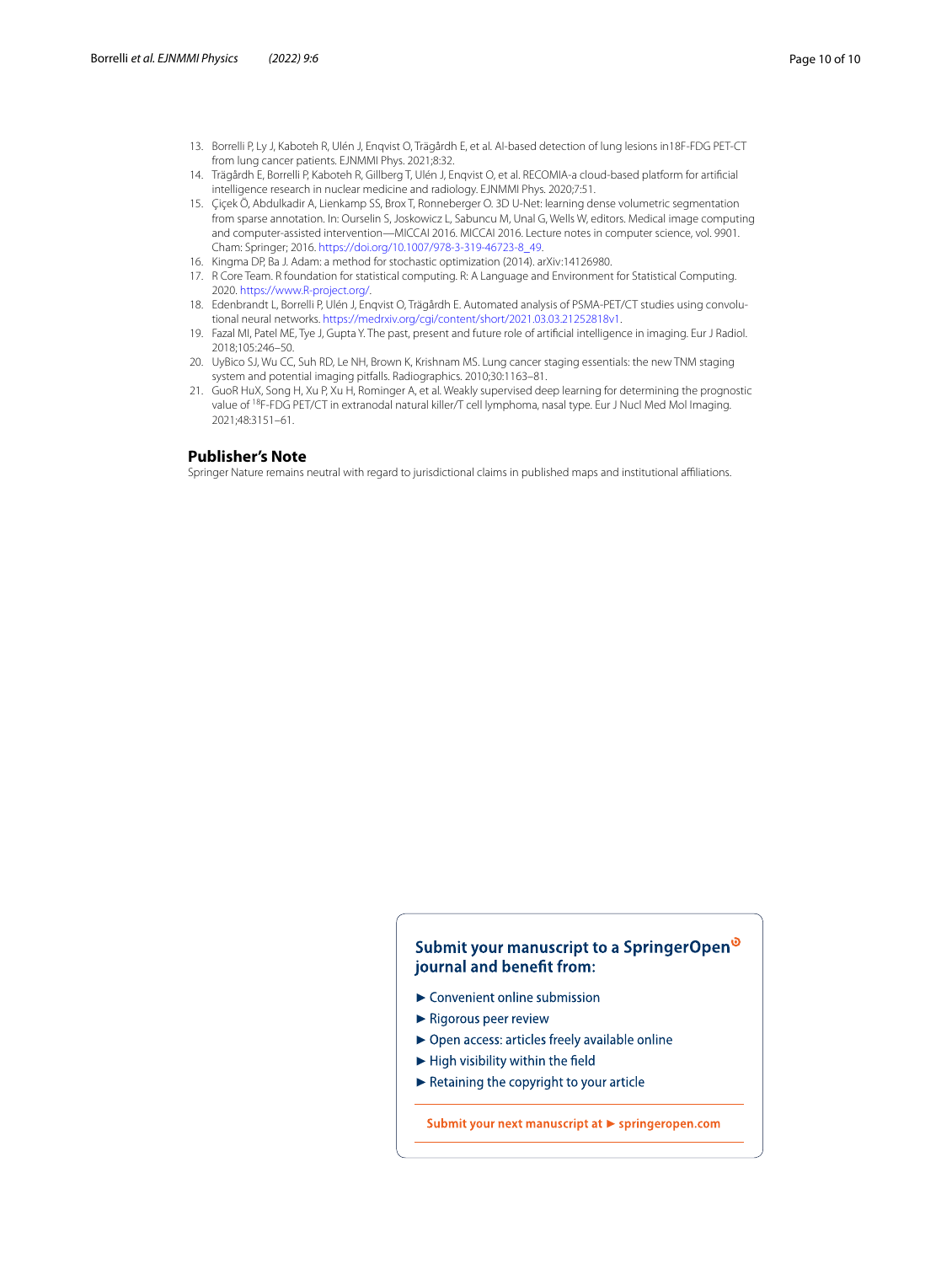13. Borrelli P, Ly J, Kaboteh R, Ulén J, Enqvist O, Trägårdh E, et al. AI-based detection of lung lesions in18F-FDG PET-CT from lung cancer patients. EJNMMI Phys. 2021;8:32.
14. Trägårdh E, Borrelli P, Kaboteh R, Gillberg T, Ulén J, Enqvist O, et al. RECOMIA-a cloud-based platform for artificial intelligence research in nuclear medicine and radiology. EJNMMI Phys. 2020;7:51.
15. Çiçek Ö, Abdulkadir A, Lienkamp SS, Brox T, Ronneberger O. 3D U-Net: learning dense volumetric segmentation from sparse annotation. In: Ourselin S, Joskowicz L, Sabuncu M, Unal G, Wells W, editors. Medical image computing and computer-assisted intervention—MICCAI 2016. MICCAI 2016. Lecture notes in computer science, vol. 9901. Cham: Springer; 2016. https://doi.org/10.1007/978-3-319-46723-8_49.
16. Kingma DP, Ba J. Adam: a method for stochastic optimization (2014). arXiv:14126980.
17. R Core Team. R foundation for statistical computing. R: A Language and Environment for Statistical Computing. 2020. https://www.R-project.org/.
18. Edenbrandt L, Borrelli P, Ulén J, Enqvist O, Trägårdh E. Automated analysis of PSMA-PET/CT studies using convolutional neural networks. https://medrxiv.org/cgi/content/short/2021.03.03.21252818v1.
19. Fazal MI, Patel ME, Tye J, Gupta Y. The past, present and future role of artificial intelligence in imaging. Eur J Radiol. 2018;105:246–50.
20. UyBico SJ, Wu CC, Suh RD, Le NH, Brown K, Krishnam MS. Lung cancer staging essentials: the new TNM staging system and potential imaging pitfalls. Radiographics. 2010;30:1163–81.
21. GuoR HuX, Song H, Xu P, Xu H, Rominger A, et al. Weakly supervised deep learning for determining the prognostic value of $^{18}$F-FDG PET/CT in extranodal natural killer/T cell lymphoma, nasal type. Eur J Nucl Med Mol Imaging. 2021;48:3151–61.

## Publisher's Note

Springer Nature remains neutral with regard to jurisdictional claims in published maps and institutional affiliations.

**Submit your manuscript to a SpringerOpen journal and benefit from:**

- ► Convenient online submission
- ► Rigorous peer review
- ► Open access: articles freely available online
- ► High visibility within the field
- ► Retaining the copyright to your article

**Submit your next manuscript at ► springeropen.com**